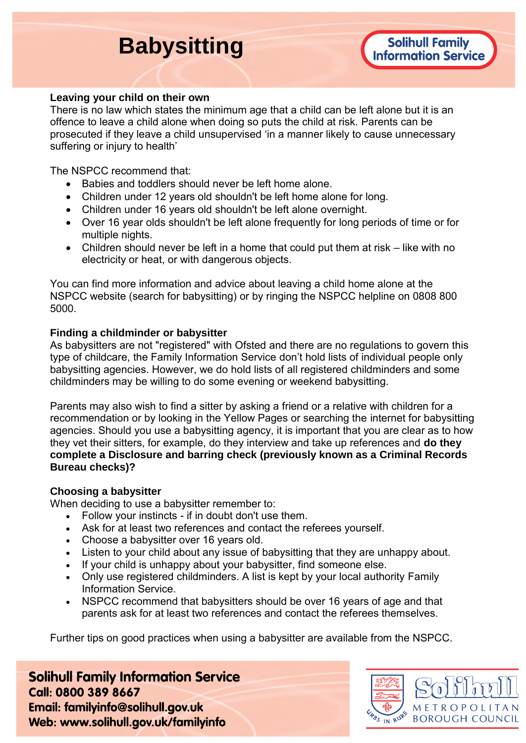# Babysitting

**Solihull Family Information Service**

**Leaving your child on their own**

There is no law which states the minimum age that a child can be left alone but it is an offence to leave a child alone when doing so puts the child at risk. Parents can be prosecuted if they leave a child unsupervised 'in a manner likely to cause unnecessary suffering or injury to health'

The NSPCC recommend that:

- Babies and toddlers should never be left home alone.
- Children under 12 years old shouldn't be left home alone for long.
- Children under 16 years old shouldn't be left alone overnight.
- Over 16 year olds shouldn't be left alone frequently for long periods of time or for multiple nights.
- Children should never be left in a home that could put them at risk – like with no electricity or heat, or with dangerous objects.

You can find more information and advice about leaving a child home alone at the NSPCC website (search for babysitting) or by ringing the NSPCC helpline on 0808 800 5000.

**Finding a childminder or babysitter**

As babysitters are not "registered" with Ofsted and there are no regulations to govern this type of childcare, the Family Information Service don't hold lists of individual people only babysitting agencies. However, we do hold lists of all registered childminders and some childminders may be willing to do some evening or weekend babysitting.

Parents may also wish to find a sitter by asking a friend or a relative with children for a recommendation or by looking in the Yellow Pages or searching the internet for babysitting agencies. Should you use a babysitting agency, it is important that you are clear as to how they vet their sitters, for example, do they interview and take up references and **do they complete a Disclosure and barring check (previously known as a Criminal Records Bureau checks)?**

**Choosing a babysitter**

When deciding to use a babysitter remember to:

- Follow your instincts - if in doubt don't use them.
- Ask for at least two references and contact the referees yourself.
- Choose a babysitter over 16 years old.
- Listen to your child about any issue of babysitting that they are unhappy about.
- If your child is unhappy about your babysitter, find someone else.
- Only use registered childminders. A list is kept by your local authority Family Information Service.
- NSPCC recommend that babysitters should be over 16 years of age and that parents ask for at least two references and contact the referees themselves.

Further tips on good practices when using a babysitter are available from the NSPCC.

**Solihull Family Information Service**
**Call: 0800 389 8667**
**Email: familyinfo@solihull.gov.uk**
**Web: www.solihull.gov.uk/familyinfo**

Solihull Metropolitan Borough Council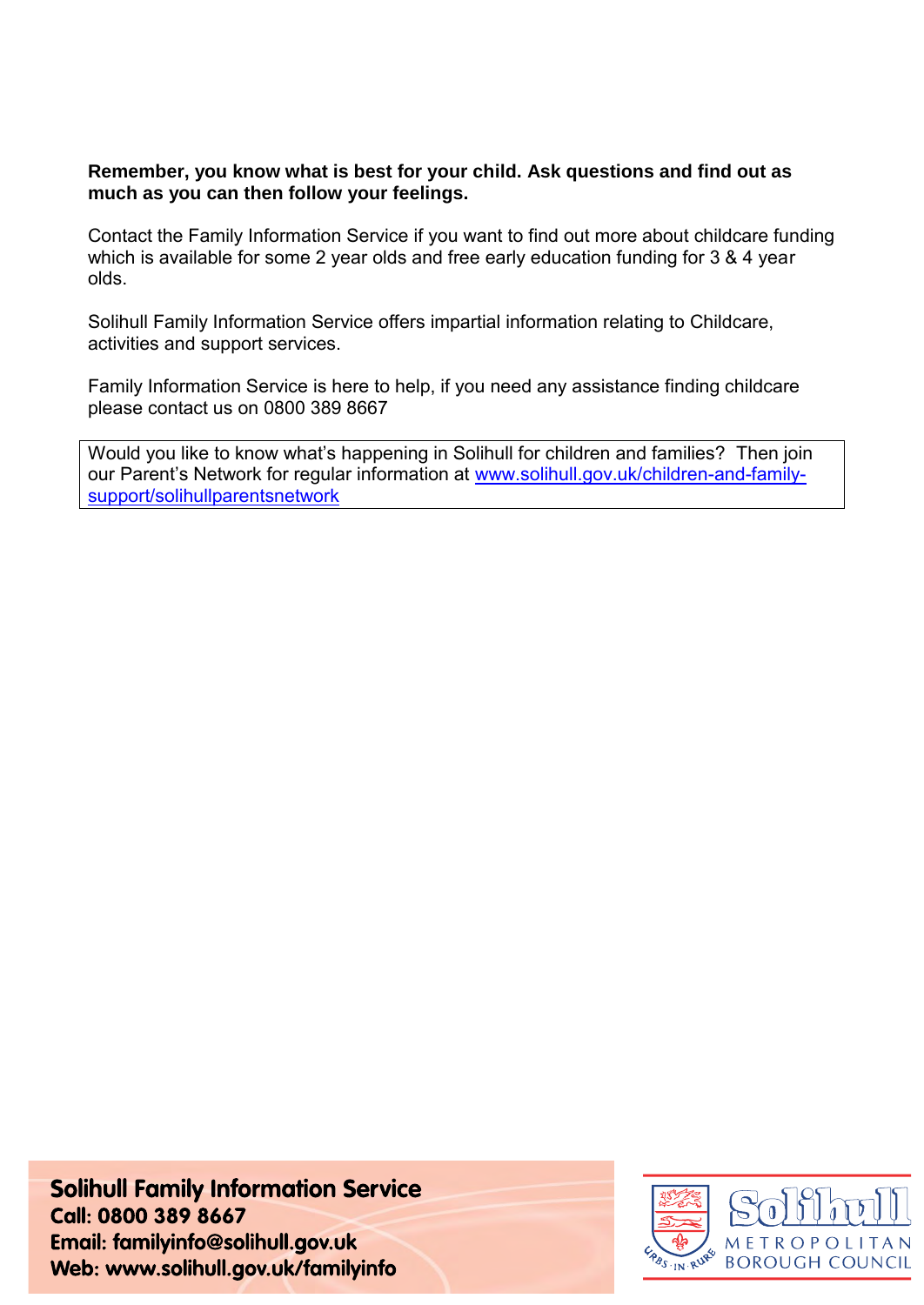**Remember, you know what is best for your child. Ask questions and find out as much as you can then follow your feelings.**

Contact the Family Information Service if you want to find out more about childcare funding which is available for some 2 year olds and free early education funding for 3 & 4 year olds.

Solihull Family Information Service offers impartial information relating to Childcare, activities and support services.

Family Information Service is here to help, if you need any assistance finding childcare please contact us on 0800 389 8667

Would you like to know what's happening in Solihull for children and families? Then join our Parent's Network for regular information at www.solihull.gov.uk/children-and-family-support/solihullparentsnetwork

**Solihull Family Information Service**
**Call: 0800 389 8667**
**Email: familyinfo@solihull.gov.uk**
**Web: www.solihull.gov.uk/familyinfo**

Solihull METROPOLITAN BOROUGH COUNCIL